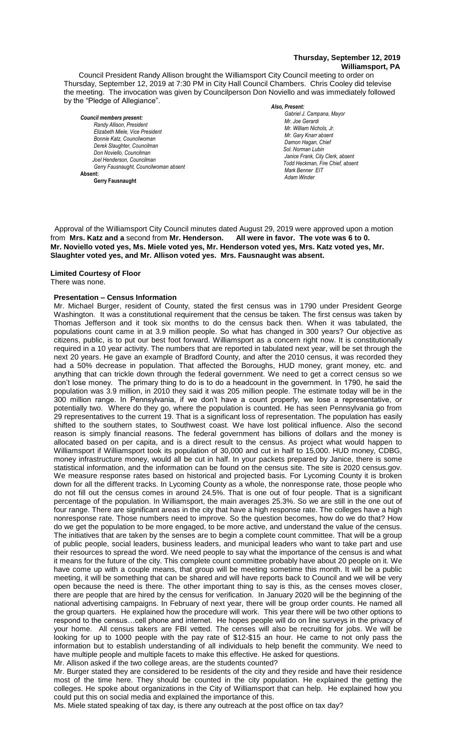**Thursday, September 12, 2019**
**Williamsport, PA**

Council President Randy Allison brought the Williamsport City Council meeting to order on Thursday, September 12, 2019 at 7:30 PM in City Hall Council Chambers. Chris Cooley did televise the meeting. The invocation was given by Councilperson Don Noviello and was immediately followed by the "Pledge of Allegiance".

***Council members present:***
*Randy Allison, President*
*Elizabeth Miele, Vice President*
*Bonnie Katz, Councilwoman*
*Derek Slaughter, Councilman*
*Don Noviello, Councilman*
*Joel Henderson, Councilman*
*Gerry Fausnaught, Councilwoman absent*

**Absent:**
**Gerry Fausnaught**

***Also, Present:***
*Gabriel J. Campana, Mayor*
*Mr. Joe Gerardi*
*Mr. William Nichols, Jr.*
*Mr. Gary Knarr absent*
*Damon Hagan, Chief*
*Sol. Norman Lubin*
*Janice Frank, City Clerk, absent*
*Todd Heckman, Fire Chief, absent*
*Mark Benner EIT*
*Adam Winder*

Approval of the Williamsport City Council minutes dated August 29, 2019 were approved upon a motion from **Mrs. Katz and a** second from **Mr. Henderson. All were in favor. The vote was 6 to 0. Mr. Noviello voted yes, Ms. Miele voted yes, Mr. Henderson voted yes, Mrs. Katz voted yes, Mr. Slaughter voted yes, and Mr. Allison voted yes. Mrs. Fausnaught was absent.**

**Limited Courtesy of Floor**
There was none.

**Presentation – Census Information**
Mr. Michael Burger, resident of County, stated the first census was in 1790 under President George Washington. It was a constitutional requirement that the census be taken. The first census was taken by Thomas Jefferson and it took six months to do the census back then. When it was tabulated, the populations count came in at 3.9 million people. So what has changed in 300 years? Our objective as citizens, public, is to put our best foot forward. Williamsport as a concern right now. It is constitutionally required in a 10 year activity. The numbers that are reported in tabulated next year, will be set through the next 20 years. He gave an example of Bradford County, and after the 2010 census, it was recorded they had a 50% decrease in population. That affected the Boroughs, HUD money, grant money, etc. and anything that can trickle down through the federal government. We need to get a correct census so we don't lose money. The primary thing to do is to do a headcount in the government. In 1790, he said the population was 3.9 million, in 2010 they said it was 205 million people. The estimate today will be in the 300 million range. In Pennsylvania, if we don't have a count properly, we lose a representative, or potentially two. Where do they go, where the population is counted. He has seen Pennsylvania go from 29 representatives to the current 19. That is a significant loss of representation. The population has easily shifted to the southern states, to Southwest coast. We have lost political influence. Also the second reason is simply financial reasons. The federal government has billions of dollars and the money is allocated based on per capita, and is a direct result to the census. As project what would happen to Williamsport if Williamsport took its population of 30,000 and cut in half to 15,000. HUD money, CDBG, money infrastructure money, would all be cut in half. In your packets prepared by Janice, there is some statistical information, and the information can be found on the census site. The site is 2020 census.gov. We measure response rates based on historical and projected basis. For Lycoming County it is broken down for all the different tracks. In Lycoming County as a whole, the nonresponse rate, those people who do not fill out the census comes in around 24.5%. That is one out of four people. That is a significant percentage of the population. In Williamsport, the main averages 25.3%. So we are still in the one out of four range. There are significant areas in the city that have a high response rate. The colleges have a high nonresponse rate. Those numbers need to improve. So the question becomes, how do we do that? How do we get the population to be more engaged, to be more active, and understand the value of the census. The initiatives that are taken by the senses are to begin a complete count committee. That will be a group of public people, social leaders, business leaders, and municipal leaders who want to take part and use their resources to spread the word. We need people to say what the importance of the census is and what it means for the future of the city. This complete count committee probably have about 20 people on it. We have come up with a couple means, that group will be meeting sometime this month. It will be a public meeting, it will be something that can be shared and will have reports back to Council and we will be very open because the need is there. The other important thing to say is this, as the censes moves closer, there are people that are hired by the census for verification. In January 2020 will be the beginning of the national advertising campaigns. In February of next year, there will be group order counts. He named all the group quarters. He explained how the procedure will work. This year there will be two other options to respond to the census…cell phone and internet. He hopes people will do on line surveys in the privacy of your home. All census takers are FBI vetted. The censes will also be recruiting for jobs. We will be looking for up to 1000 people with the pay rate of $12-$15 an hour. He came to not only pass the information but to establish understanding of all individuals to help benefit the community. We need to have multiple people and multiple facets to make this effective. He asked for questions.

Mr. Allison asked if the two college areas, are the students counted?

Mr. Burger stated they are considered to be residents of the city and they reside and have their residence most of the time here. They should be counted in the city population. He explained the getting the colleges. He spoke about organizations in the City of Williamsport that can help. He explained how you could put this on social media and explained the importance of this.

Ms. Miele stated speaking of tax day, is there any outreach at the post office on tax day?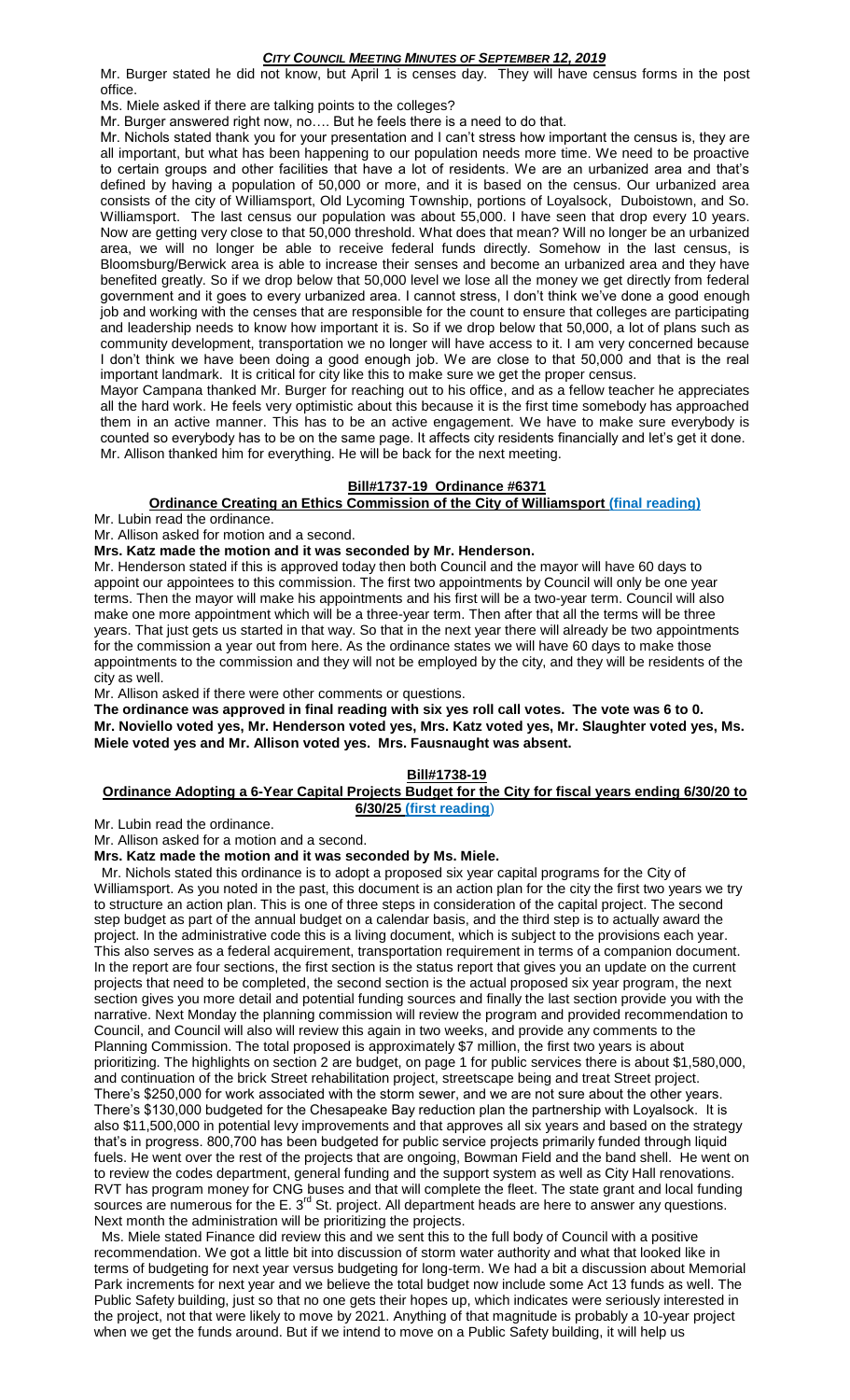Mr. Burger stated he did not know, but April 1 is censes day. They will have census forms in the post office.

Ms. Miele asked if there are talking points to the colleges?

Mr. Burger answered right now, no…. But he feels there is a need to do that.

Mr. Nichols stated thank you for your presentation and I can't stress how important the census is, they are all important, but what has been happening to our population needs more time. We need to be proactive to certain groups and other facilities that have a lot of residents. We are an urbanized area and that's defined by having a population of 50,000 or more, and it is based on the census. Our urbanized area consists of the city of Williamsport, Old Lycoming Township, portions of Loyalsock, Duboistown, and So. Williamsport. The last census our population was about 55,000. I have seen that drop every 10 years. Now are getting very close to that 50,000 threshold. What does that mean? Will no longer be an urbanized area, we will no longer be able to receive federal funds directly. Somehow in the last census, is Bloomsburg/Berwick area is able to increase their senses and become an urbanized area and they have benefited greatly. So if we drop below that 50,000 level we lose all the money we get directly from federal government and it goes to every urbanized area. I cannot stress, I don't think we've done a good enough job and working with the censes that are responsible for the count to ensure that colleges are participating and leadership needs to know how important it is. So if we drop below that 50,000, a lot of plans such as community development, transportation we no longer will have access to it. I am very concerned because I don't think we have been doing a good enough job. We are close to that 50,000 and that is the real important landmark. It is critical for city like this to make sure we get the proper census.

Mayor Campana thanked Mr. Burger for reaching out to his office, and as a fellow teacher he appreciates all the hard work. He feels very optimistic about this because it is the first time somebody has approached them in an active manner. This has to be an active engagement. We have to make sure everybody is counted so everybody has to be on the same page. It affects city residents financially and let's get it done.

Mr. Allison thanked him for everything. He will be back for the next meeting.

**Bill#1737-19 Ordinance #6371**

**Ordinance Creating an Ethics Commission of the City of Williamsport (final reading)**

Mr. Lubin read the ordinance.

Mr. Allison asked for motion and a second.

**Mrs. Katz made the motion and it was seconded by Mr. Henderson.**

Mr. Henderson stated if this is approved today then both Council and the mayor will have 60 days to appoint our appointees to this commission. The first two appointments by Council will only be one year terms. Then the mayor will make his appointments and his first will be a two-year term. Council will also make one more appointment which will be a three-year term. Then after that all the terms will be three years. That just gets us started in that way. So that in the next year there will already be two appointments for the commission a year out from here. As the ordinance states we will have 60 days to make those appointments to the commission and they will not be employed by the city, and they will be residents of the city as well.

Mr. Allison asked if there were other comments or questions.

**The ordinance was approved in final reading with six yes roll call votes. The vote was 6 to 0. Mr. Noviello voted yes, Mr. Henderson voted yes, Mrs. Katz voted yes, Mr. Slaughter voted yes, Ms. Miele voted yes and Mr. Allison voted yes. Mrs. Fausnaught was absent.**

**Bill#1738-19**

**Ordinance Adopting a 6-Year Capital Projects Budget for the City for fiscal years ending 6/30/20 to 6/30/25 (first reading)**

Mr. Lubin read the ordinance.

Mr. Allison asked for a motion and a second.

**Mrs. Katz made the motion and it was seconded by Ms. Miele.**

Mr. Nichols stated this ordinance is to adopt a proposed six year capital programs for the City of Williamsport. As you noted in the past, this document is an action plan for the city the first two years we try to structure an action plan. This is one of three steps in consideration of the capital project. The second step budget as part of the annual budget on a calendar basis, and the third step is to actually award the project. In the administrative code this is a living document, which is subject to the provisions each year. This also serves as a federal acquirement, transportation requirement in terms of a companion document. In the report are four sections, the first section is the status report that gives you an update on the current projects that need to be completed, the second section is the actual proposed six year program, the next section gives you more detail and potential funding sources and finally the last section provide you with the narrative. Next Monday the planning commission will review the program and provided recommendation to Council, and Council will also will review this again in two weeks, and provide any comments to the Planning Commission. The total proposed is approximately $7 million, the first two years is about prioritizing. The highlights on section 2 are budget, on page 1 for public services there is about $1,580,000, and continuation of the brick Street rehabilitation project, streetscape being and treat Street project. There's $250,000 for work associated with the storm sewer, and we are not sure about the other years. There's $130,000 budgeted for the Chesapeake Bay reduction plan the partnership with Loyalsock. It is also $11,500,000 in potential levy improvements and that approves all six years and based on the strategy that's in progress. 800,700 has been budgeted for public service projects primarily funded through liquid fuels. He went over the rest of the projects that are ongoing, Bowman Field and the band shell. He went on to review the codes department, general funding and the support system as well as City Hall renovations. RVT has program money for CNG buses and that will complete the fleet. The state grant and local funding sources are numerous for the E. 3rd St. project. All department heads are here to answer any questions. Next month the administration will be prioritizing the projects.

Ms. Miele stated Finance did review this and we sent this to the full body of Council with a positive recommendation. We got a little bit into discussion of storm water authority and what that looked like in terms of budgeting for next year versus budgeting for long-term. We had a bit a discussion about Memorial Park increments for next year and we believe the total budget now include some Act 13 funds as well. The Public Safety building, just so that no one gets their hopes up, which indicates were seriously interested in the project, not that were likely to move by 2021. Anything of that magnitude is probably a 10-year project when we get the funds around. But if we intend to move on a Public Safety building, it will help us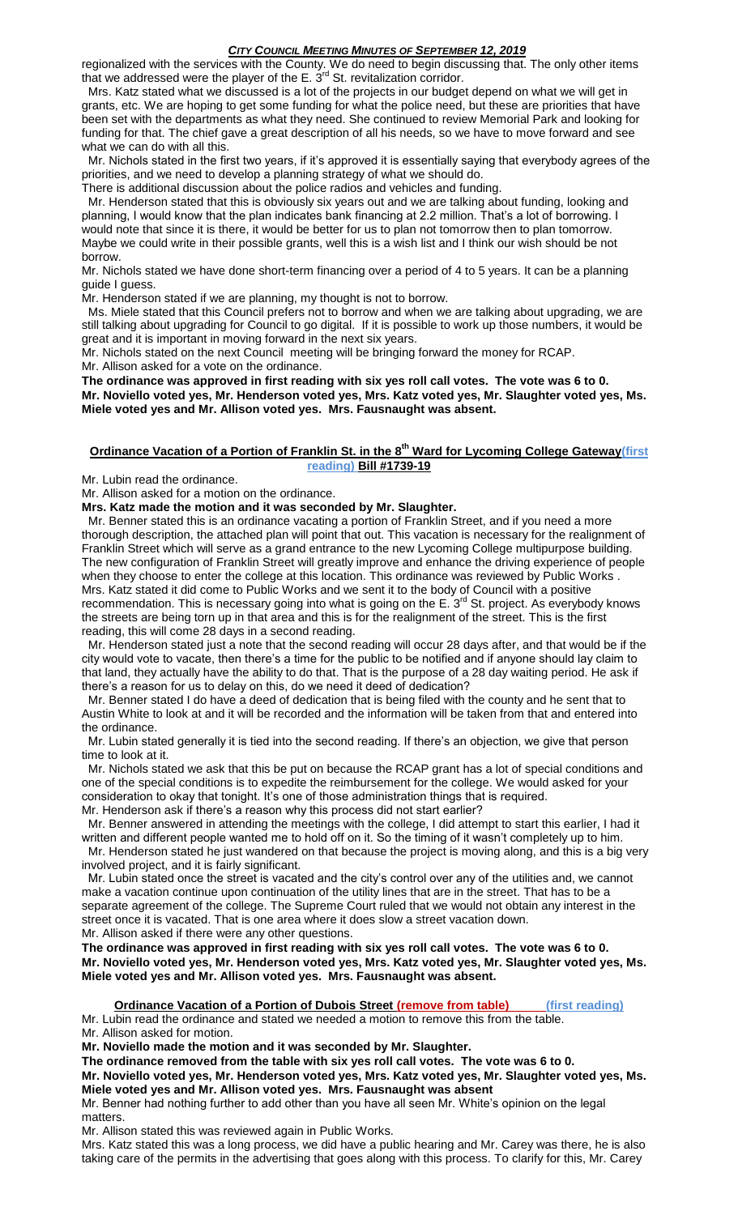regionalized with the services with the County. We do need to begin discussing that. The only other items that we addressed were the player of the E. 3rd St. revitalization corridor.

Mrs. Katz stated what we discussed is a lot of the projects in our budget depend on what we will get in grants, etc. We are hoping to get some funding for what the police need, but these are priorities that have been set with the departments as what they need. She continued to review Memorial Park and looking for funding for that. The chief gave a great description of all his needs, so we have to move forward and see what we can do with all this.

Mr. Nichols stated in the first two years, if it's approved it is essentially saying that everybody agrees of the priorities, and we need to develop a planning strategy of what we should do.

There is additional discussion about the police radios and vehicles and funding.

Mr. Henderson stated that this is obviously six years out and we are talking about funding, looking and planning, I would know that the plan indicates bank financing at 2.2 million. That's a lot of borrowing. I would note that since it is there, it would be better for us to plan not tomorrow then to plan tomorrow. Maybe we could write in their possible grants, well this is a wish list and I think our wish should be not borrow.

Mr. Nichols stated we have done short-term financing over a period of 4 to 5 years. It can be a planning guide I guess.

Mr. Henderson stated if we are planning, my thought is not to borrow.

Ms. Miele stated that this Council prefers not to borrow and when we are talking about upgrading, we are still talking about upgrading for Council to go digital. If it is possible to work up those numbers, it would be great and it is important in moving forward in the next six years.

Mr. Nichols stated on the next Council meeting will be bringing forward the money for RCAP.

Mr. Allison asked for a vote on the ordinance.

**The ordinance was approved in first reading with six yes roll call votes. The vote was 6 to 0. Mr. Noviello voted yes, Mr. Henderson voted yes, Mrs. Katz voted yes, Mr. Slaughter voted yes, Ms. Miele voted yes and Mr. Allison voted yes. Mrs. Fausnaught was absent.**

## Ordinance Vacation of a Portion of Franklin St. in the 8th Ward for Lycoming College Gateway (first reading) Bill #1739-19

Mr. Lubin read the ordinance.

Mr. Allison asked for a motion on the ordinance.

**Mrs. Katz made the motion and it was seconded by Mr. Slaughter.**

Mr. Benner stated this is an ordinance vacating a portion of Franklin Street, and if you need a more thorough description, the attached plan will point that out. This vacation is necessary for the realignment of Franklin Street which will serve as a grand entrance to the new Lycoming College multipurpose building. The new configuration of Franklin Street will greatly improve and enhance the driving experience of people when they choose to enter the college at this location. This ordinance was reviewed by Public Works .

Mrs. Katz stated it did come to Public Works and we sent it to the body of Council with a positive recommendation. This is necessary going into what is going on the E. 3rd St. project. As everybody knows the streets are being torn up in that area and this is for the realignment of the street. This is the first reading, this will come 28 days in a second reading.

Mr. Henderson stated just a note that the second reading will occur 28 days after, and that would be if the city would vote to vacate, then there's a time for the public to be notified and if anyone should lay claim to that land, they actually have the ability to do that. That is the purpose of a 28 day waiting period. He ask if there's a reason for us to delay on this, do we need it deed of dedication?

Mr. Benner stated I do have a deed of dedication that is being filed with the county and he sent that to Austin White to look at and it will be recorded and the information will be taken from that and entered into the ordinance.

Mr. Lubin stated generally it is tied into the second reading. If there's an objection, we give that person time to look at it.

Mr. Nichols stated we ask that this be put on because the RCAP grant has a lot of special conditions and one of the special conditions is to expedite the reimbursement for the college. We would asked for your consideration to okay that tonight. It's one of those administration things that is required.

Mr. Henderson ask if there's a reason why this process did not start earlier?

Mr. Benner answered in attending the meetings with the college, I did attempt to start this earlier, I had it written and different people wanted me to hold off on it. So the timing of it wasn't completely up to him.

Mr. Henderson stated he just wandered on that because the project is moving along, and this is a big very involved project, and it is fairly significant.

Mr. Lubin stated once the street is vacated and the city's control over any of the utilities and, we cannot make a vacation continue upon continuation of the utility lines that are in the street. That has to be a separate agreement of the college. The Supreme Court ruled that we would not obtain any interest in the street once it is vacated. That is one area where it does slow a street vacation down.

Mr. Allison asked if there were any other questions.

**The ordinance was approved in first reading with six yes roll call votes. The vote was 6 to 0. Mr. Noviello voted yes, Mr. Henderson voted yes, Mrs. Katz voted yes, Mr. Slaughter voted yes, Ms. Miele voted yes and Mr. Allison voted yes. Mrs. Fausnaught was absent.**

## Ordinance Vacation of a Portion of Dubois Street (remove from table) (first reading)

Mr. Lubin read the ordinance and stated we needed a motion to remove this from the table.

Mr. Allison asked for motion.

**Mr. Noviello made the motion and it was seconded by Mr. Slaughter.**

**The ordinance removed from the table with six yes roll call votes. The vote was 6 to 0.**

**Mr. Noviello voted yes, Mr. Henderson voted yes, Mrs. Katz voted yes, Mr. Slaughter voted yes, Ms. Miele voted yes and Mr. Allison voted yes. Mrs. Fausnaught was absent**

Mr. Benner had nothing further to add other than you have all seen Mr. White's opinion on the legal matters.

Mr. Allison stated this was reviewed again in Public Works.

Mrs. Katz stated this was a long process, we did have a public hearing and Mr. Carey was there, he is also taking care of the permits in the advertising that goes along with this process. To clarify for this, Mr. Carey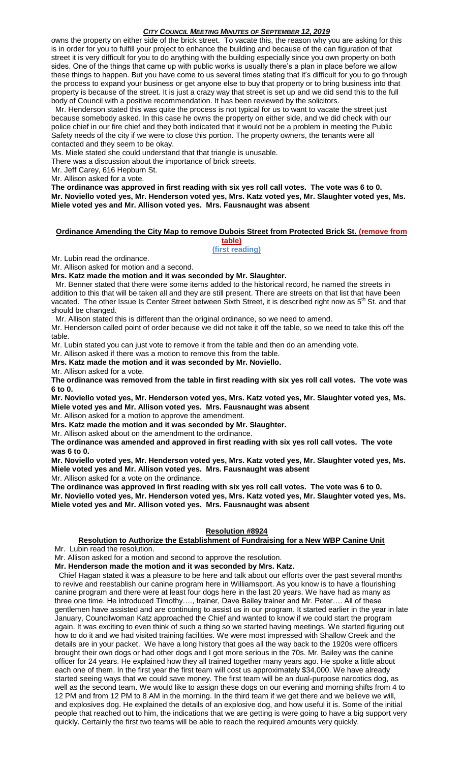owns the property on either side of the brick street. To vacate this, the reason why you are asking for this is in order for you to fulfill your project to enhance the building and because of the can figuration of that street it is very difficult for you to do anything with the building especially since you own property on both sides. One of the things that came up with public works is usually there's a plan in place before we allow these things to happen. But you have come to us several times stating that it's difficult for you to go through the process to expand your business or get anyone else to buy that property or to bring business into that property is because of the street. It is just a crazy way that street is set up and we did send this to the full body of Council with a positive recommendation. It has been reviewed by the solicitors.

Mr. Henderson stated this was quite the process is not typical for us to want to vacate the street just because somebody asked. In this case he owns the property on either side, and we did check with our police chief in our fire chief and they both indicated that it would not be a problem in meeting the Public Safety needs of the city if we were to close this portion. The property owners, the tenants were all contacted and they seem to be okay.

Ms. Miele stated she could understand that that triangle is unusable.

There was a discussion about the importance of brick streets.

Mr. Jeff Carey, 616 Hepburn St.

Mr. Allison asked for a vote.

**The ordinance was approved in first reading with six yes roll call votes. The vote was 6 to 0. Mr. Noviello voted yes, Mr. Henderson voted yes, Mrs. Katz voted yes, Mr. Slaughter voted yes, Ms. Miele voted yes and Mr. Allison voted yes. Mrs. Fausnaught was absent**

## Ordinance Amending the City Map to remove Dubois Street from Protected Brick St. (remove from table)

**(first reading)**

Mr. Lubin read the ordinance.

Mr. Allison asked for motion and a second.

**Mrs. Katz made the motion and it was seconded by Mr. Slaughter.**

Mr. Benner stated that there were some items added to the historical record, he named the streets in addition to this that will be taken all and they are still present. There are streets on that list that have been vacated. The other Issue Is Center Street between Sixth Street, it is described right now as 5th St. and that should be changed.

Mr. Allison stated this is different than the original ordinance, so we need to amend.

Mr. Henderson called point of order because we did not take it off the table, so we need to take this off the table.

Mr. Lubin stated you can just vote to remove it from the table and then do an amending vote.

Mr. Allison asked if there was a motion to remove this from the table.

**Mrs. Katz made the motion and it was seconded by Mr. Noviello.**

Mr. Allison asked for a vote.

**The ordinance was removed from the table in first reading with six yes roll call votes. The vote was 6 to 0.**

**Mr. Noviello voted yes, Mr. Henderson voted yes, Mrs. Katz voted yes, Mr. Slaughter voted yes, Ms. Miele voted yes and Mr. Allison voted yes. Mrs. Fausnaught was absent**

Mr. Allison asked for a motion to approve the amendment.

**Mrs. Katz made the motion and it was seconded by Mr. Slaughter.**

Mr. Allison asked about on the amendment to the ordinance.

**The ordinance was amended and approved in first reading with six yes roll call votes. The vote was 6 to 0.**

**Mr. Noviello voted yes, Mr. Henderson voted yes, Mrs. Katz voted yes, Mr. Slaughter voted yes, Ms. Miele voted yes and Mr. Allison voted yes. Mrs. Fausnaught was absent**

Mr. Allison asked for a vote on the ordinance.

**The ordinance was approved in first reading with six yes roll call votes. The vote was 6 to 0. Mr. Noviello voted yes, Mr. Henderson voted yes, Mrs. Katz voted yes, Mr. Slaughter voted yes, Ms. Miele voted yes and Mr. Allison voted yes. Mrs. Fausnaught was absent**

## Resolution #8924

### Resolution to Authorize the Establishment of Fundraising for a New WBP Canine Unit

Mr. Lubin read the resolution.

Mr. Allison asked for a motion and second to approve the resolution.

**Mr. Henderson made the motion and it was seconded by Mrs. Katz.**

Chief Hagan stated it was a pleasure to be here and talk about our efforts over the past several months to revive and reestablish our canine program here in Williamsport. As you know is to have a flourishing canine program and there were at least four dogs here in the last 20 years. We have had as many as three one time. He introduced Timothy…., trainer, Dave Bailey trainer and Mr. Peter…. All of these gentlemen have assisted and are continuing to assist us in our program. It started earlier in the year in late January, Councilwoman Katz approached the Chief and wanted to know if we could start the program again. It was exciting to even think of such a thing so we started having meetings. We started figuring out how to do it and we had visited training facilities. We were most impressed with Shallow Creek and the details are in your packet. We have a long history that goes all the way back to the 1920s were officers brought their own dogs or had other dogs and I got more serious in the 70s. Mr. Bailey was the canine officer for 24 years. He explained how they all trained together many years ago. He spoke a little about each one of them. In the first year the first team will cost us approximately $34,000. We have already started seeing ways that we could save money. The first team will be an dual-purpose narcotics dog, as well as the second team. We would like to assign these dogs on our evening and morning shifts from 4 to 12 PM and from 12 PM to 8 AM in the morning. In the third team if we get there and we believe we will, and explosives dog. He explained the details of an explosive dog, and how useful it is. Some of the initial people that reached out to him, the indications that we are getting is were going to have a big support very quickly. Certainly the first two teams will be able to reach the required amounts very quickly.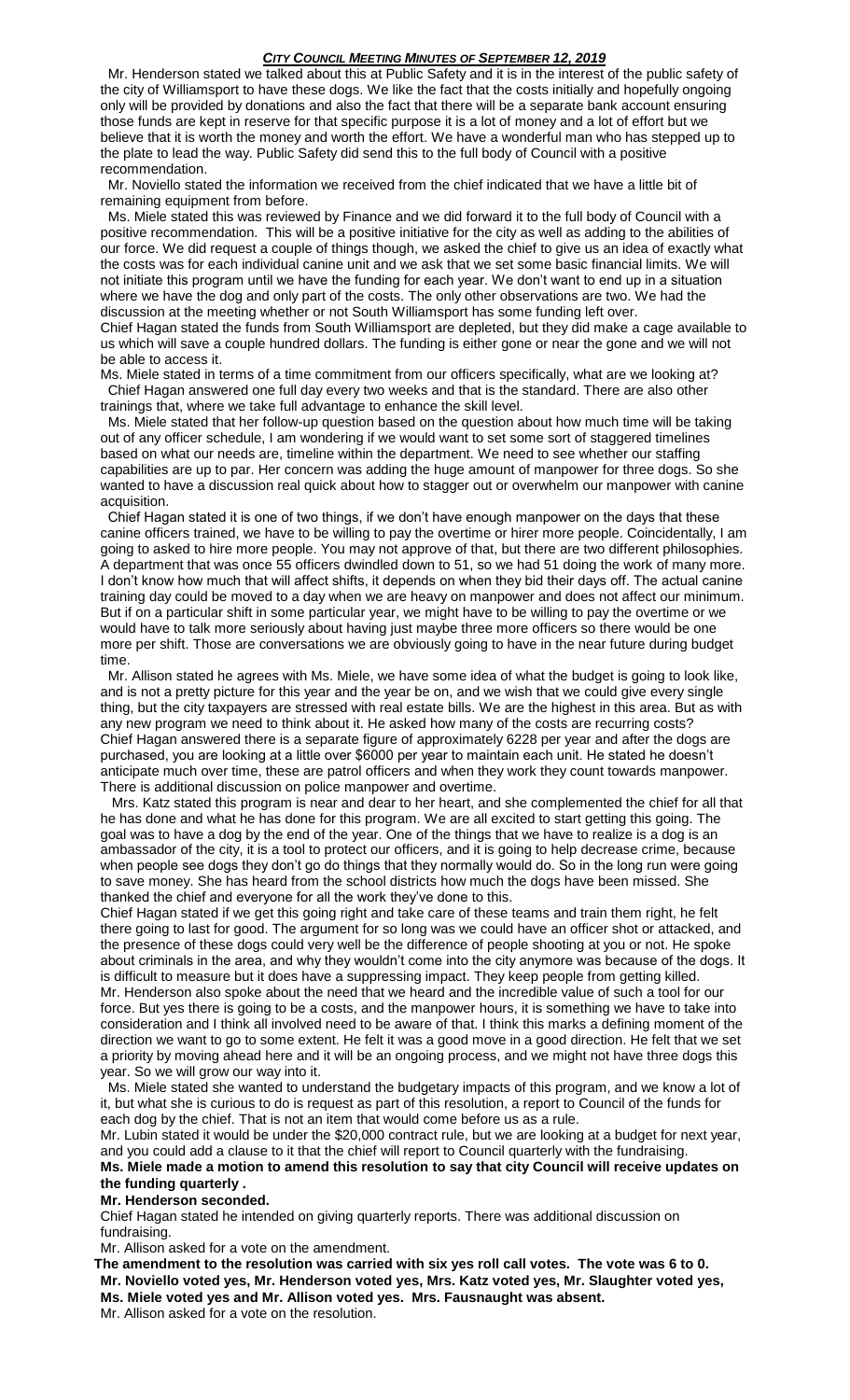Mr. Henderson stated we talked about this at Public Safety and it is in the interest of the public safety of the city of Williamsport to have these dogs. We like the fact that the costs initially and hopefully ongoing only will be provided by donations and also the fact that there will be a separate bank account ensuring those funds are kept in reserve for that specific purpose it is a lot of money and a lot of effort but we believe that it is worth the money and worth the effort. We have a wonderful man who has stepped up to the plate to lead the way. Public Safety did send this to the full body of Council with a positive recommendation.

Mr. Noviello stated the information we received from the chief indicated that we have a little bit of remaining equipment from before.

Ms. Miele stated this was reviewed by Finance and we did forward it to the full body of Council with a positive recommendation. This will be a positive initiative for the city as well as adding to the abilities of our force. We did request a couple of things though, we asked the chief to give us an idea of exactly what the costs was for each individual canine unit and we ask that we set some basic financial limits. We will not initiate this program until we have the funding for each year. We don't want to end up in a situation where we have the dog and only part of the costs. The only other observations are two. We had the discussion at the meeting whether or not South Williamsport has some funding left over.

Chief Hagan stated the funds from South Williamsport are depleted, but they did make a cage available to us which will save a couple hundred dollars. The funding is either gone or near the gone and we will not be able to access it.

Ms. Miele stated in terms of a time commitment from our officers specifically, what are we looking at?

Chief Hagan answered one full day every two weeks and that is the standard. There are also other trainings that, where we take full advantage to enhance the skill level.

Ms. Miele stated that her follow-up question based on the question about how much time will be taking out of any officer schedule, I am wondering if we would want to set some sort of staggered timelines based on what our needs are, timeline within the department. We need to see whether our staffing capabilities are up to par. Her concern was adding the huge amount of manpower for three dogs. So she wanted to have a discussion real quick about how to stagger out or overwhelm our manpower with canine acquisition.

Chief Hagan stated it is one of two things, if we don't have enough manpower on the days that these canine officers trained, we have to be willing to pay the overtime or hirer more people. Coincidentally, I am going to asked to hire more people. You may not approve of that, but there are two different philosophies. A department that was once 55 officers dwindled down to 51, so we had 51 doing the work of many more. I don't know how much that will affect shifts, it depends on when they bid their days off. The actual canine training day could be moved to a day when we are heavy on manpower and does not affect our minimum. But if on a particular shift in some particular year, we might have to be willing to pay the overtime or we would have to talk more seriously about having just maybe three more officers so there would be one more per shift. Those are conversations we are obviously going to have in the near future during budget time.

Mr. Allison stated he agrees with Ms. Miele, we have some idea of what the budget is going to look like, and is not a pretty picture for this year and the year be on, and we wish that we could give every single thing, but the city taxpayers are stressed with real estate bills. We are the highest in this area. But as with any new program we need to think about it. He asked how many of the costs are recurring costs?

Chief Hagan answered there is a separate figure of approximately 6228 per year and after the dogs are purchased, you are looking at a little over $6000 per year to maintain each unit. He stated he doesn't anticipate much over time, these are patrol officers and when they work they count towards manpower. There is additional discussion on police manpower and overtime.

Mrs. Katz stated this program is near and dear to her heart, and she complemented the chief for all that he has done and what he has done for this program. We are all excited to start getting this going. The goal was to have a dog by the end of the year. One of the things that we have to realize is a dog is an ambassador of the city, it is a tool to protect our officers, and it is going to help decrease crime, because when people see dogs they don't go do things that they normally would do. So in the long run were going to save money. She has heard from the school districts how much the dogs have been missed. She thanked the chief and everyone for all the work they've done to this.

Chief Hagan stated if we get this going right and take care of these teams and train them right, he felt there going to last for good. The argument for so long was we could have an officer shot or attacked, and the presence of these dogs could very well be the difference of people shooting at you or not. He spoke about criminals in the area, and why they wouldn't come into the city anymore was because of the dogs. It is difficult to measure but it does have a suppressing impact. They keep people from getting killed.

Mr. Henderson also spoke about the need that we heard and the incredible value of such a tool for our force. But yes there is going to be a costs, and the manpower hours, it is something we have to take into consideration and I think all involved need to be aware of that. I think this marks a defining moment of the direction we want to go to some extent. He felt it was a good move in a good direction. He felt that we set a priority by moving ahead here and it will be an ongoing process, and we might not have three dogs this year. So we will grow our way into it.

Ms. Miele stated she wanted to understand the budgetary impacts of this program, and we know a lot of it, but what she is curious to do is request as part of this resolution, a report to Council of the funds for each dog by the chief. That is not an item that would come before us as a rule.

Mr. Lubin stated it would be under the $20,000 contract rule, but we are looking at a budget for next year, and you could add a clause to it that the chief will report to Council quarterly with the fundraising.

**Ms. Miele made a motion to amend this resolution to say that city Council will receive updates on the funding quarterly .**

**Mr. Henderson seconded.**

Chief Hagan stated he intended on giving quarterly reports. There was additional discussion on fundraising.

Mr. Allison asked for a vote on the amendment.

**The amendment to the resolution was carried with six yes roll call votes. The vote was 6 to 0. Mr. Noviello voted yes, Mr. Henderson voted yes, Mrs. Katz voted yes, Mr. Slaughter voted yes, Ms. Miele voted yes and Mr. Allison voted yes. Mrs. Fausnaught was absent.**

Mr. Allison asked for a vote on the resolution.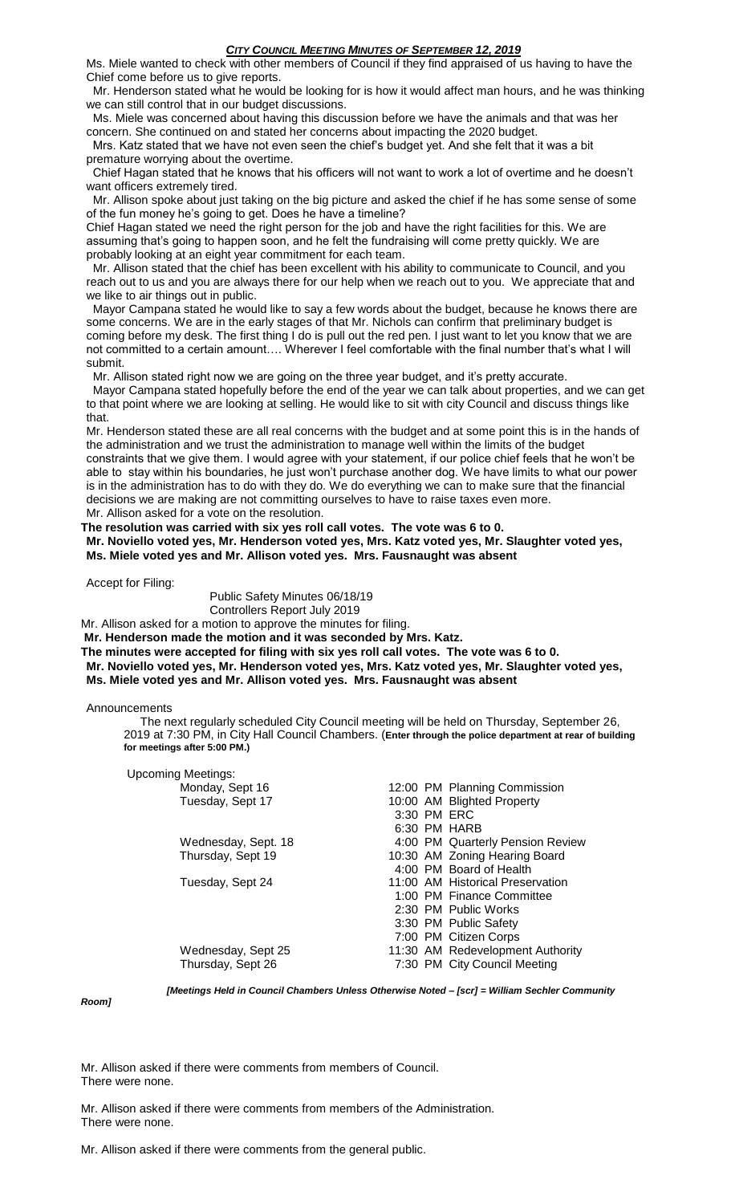Ms. Miele wanted to check with other members of Council if they find appraised of us having to have the Chief come before us to give reports.

Mr. Henderson stated that he would be looking for is how it would affect man hours, and he was thinking we can still control that in our budget discussions.

Ms. Miele was concerned about having this discussion before we have the animals and that was her concern. She continued on and stated her concerns about impacting the 2020 budget.

Mrs. Katz stated that we have not even seen the chief's budget yet. And she felt that it was a bit premature worrying about the overtime.

Chief Hagan stated that he knows that his officers will not want to work a lot of overtime and he doesn't want officers extremely tired.

Mr. Allison spoke about just taking on the big picture and asked the chief if he has some sense of some of the fun money he's going to get. Does he have a timeline?

Chief Hagan stated we need the right person for the job and have the right facilities for this. We are assuming that's going to happen soon, and he felt the fundraising will come pretty quickly. We are probably looking at an eight year commitment for each team.

Mr. Allison stated that the chief has been excellent with his ability to communicate to Council, and you reach out to us and you are always there for our help when we reach out to you. We appreciate that and we like to air things out in public.

Mayor Campana stated he would like to say a few words about the budget, because he knows there are some concerns. We are in the early stages of that Mr. Nichols can confirm that preliminary budget is coming before my desk. The first thing I do is pull out the red pen. I just want to let you know that we are not committed to a certain amount…. Wherever I feel comfortable with the final number that's what I will submit.

Mr. Allison stated right now we are going on the three year budget, and it's pretty accurate.

Mayor Campana stated hopefully before the end of the year we can talk about properties, and we can get to that point where we are looking at selling. He would like to sit with city Council and discuss things like that.

Mr. Henderson stated these are all real concerns with the budget and at some point this is in the hands of the administration and we trust the administration to manage well within the limits of the budget constraints that we give them. I would agree with your statement, if our police chief feels that he won't be able to stay within his boundaries, he just won't purchase another dog. We have limits to what our power is in the administration has to do with they do. We do everything we can to make sure that the financial decisions we are making are not committing ourselves to have to raise taxes even more.

Mr. Allison asked for a vote on the resolution.

**The resolution was carried with six yes roll call votes. The vote was 6 to 0.**
**Mr. Noviello voted yes, Mr. Henderson voted yes, Mrs. Katz voted yes, Mr. Slaughter voted yes, Ms. Miele voted yes and Mr. Allison voted yes. Mrs. Fausnaught was absent**

Accept for Filing:

Public Safety Minutes 06/18/19
Controllers Report July 2019

Mr. Allison asked for a motion to approve the minutes for filing.

**Mr. Henderson made the motion and it was seconded by Mrs. Katz.**
**The minutes were accepted for filing with six yes roll call votes. The vote was 6 to 0.**
**Mr. Noviello voted yes, Mr. Henderson voted yes, Mrs. Katz voted yes, Mr. Slaughter voted yes, Ms. Miele voted yes and Mr. Allison voted yes. Mrs. Fausnaught was absent**

Announcements

The next regularly scheduled City Council meeting will be held on Thursday, September 26, 2019 at 7:30 PM, in City Hall Council Chambers. (**Enter through the police department at rear of building for meetings after 5:00 PM.**)

Upcoming Meetings:

| Day | Time | Meeting |
|---|---|---|
| Monday, Sept 16 | 12:00 PM | Planning Commission |
| Tuesday, Sept 17 | 10:00 AM | Blighted Property |
| | 3:30 PM | ERC |
| | 6:30 PM | HARB |
| Wednesday, Sept. 18 | 4:00 PM | Quarterly Pension Review |
| Thursday, Sept 19 | 10:30 AM | Zoning Hearing Board |
| | 4:00 PM | Board of Health |
| Tuesday, Sept 24 | 11:00 AM | Historical Preservation |
| | 1:00 PM | Finance Committee |
| | 2:30 PM | Public Works |
| | 3:30 PM | Public Safety |
| | 7:00 PM | Citizen Corps |
| Wednesday, Sept 25 | 11:30 AM | Redevelopment Authority |
| Thursday, Sept 26 | 7:30 PM | City Council Meeting |

***[Meetings Held in Council Chambers Unless Otherwise Noted – [scr] = William Sechler Community Room]***

Mr. Allison asked if there were comments from members of Council.
There were none.

Mr. Allison asked if there were comments from members of the Administration.
There were none.

Mr. Allison asked if there were comments from the general public.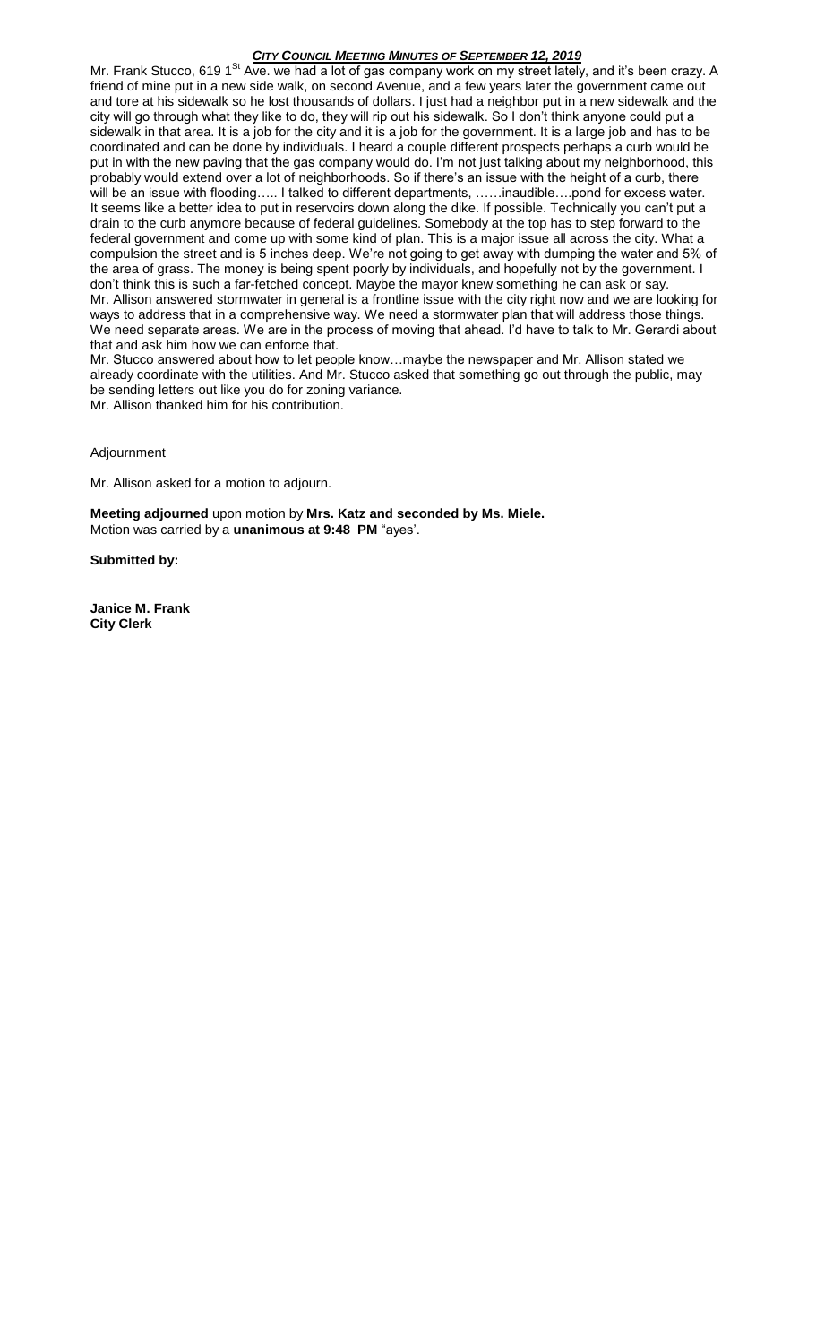Mr. Frank Stucco, 619 1St Ave. we had a lot of gas company work on my street lately, and it's been crazy. A friend of mine put in a new side walk, on second Avenue, and a few years later the government came out and tore at his sidewalk so he lost thousands of dollars. I just had a neighbor put in a new sidewalk and the city will go through what they like to do, they will rip out his sidewalk. So I don't think anyone could put a sidewalk in that area. It is a job for the city and it is a job for the government. It is a large job and has to be coordinated and can be done by individuals. I heard a couple different prospects perhaps a curb would be put in with the new paving that the gas company would do. I'm not just talking about my neighborhood, this probably would extend over a lot of neighborhoods. So if there's an issue with the height of a curb, there will be an issue with flooding….. I talked to different departments, ……inaudible….pond for excess water. It seems like a better idea to put in reservoirs down along the dike. If possible. Technically you can't put a drain to the curb anymore because of federal guidelines. Somebody at the top has to step forward to the federal government and come up with some kind of plan. This is a major issue all across the city. What a compulsion the street and is 5 inches deep. We're not going to get away with dumping the water and 5% of the area of grass. The money is being spent poorly by individuals, and hopefully not by the government. I don't think this is such a far-fetched concept. Maybe the mayor knew something he can ask or say.
Mr. Allison answered stormwater in general is a frontline issue with the city right now and we are looking for ways to address that in a comprehensive way. We need a stormwater plan that will address those things. We need separate areas. We are in the process of moving that ahead. I'd have to talk to Mr. Gerardi about that and ask him how we can enforce that.
Mr. Stucco answered about how to let people know…maybe the newspaper and Mr. Allison stated we already coordinate with the utilities. And Mr. Stucco asked that something go out through the public, may be sending letters out like you do for zoning variance.
Mr. Allison thanked him for his contribution.

Adjournment

Mr. Allison asked for a motion to adjourn.

**Meeting adjourned** upon motion by **Mrs. Katz and seconded by Ms. Miele.**
Motion was carried by a **unanimous at 9:48 PM** "ayes'.

**Submitted by:**

**Janice M. Frank**
**City Clerk**